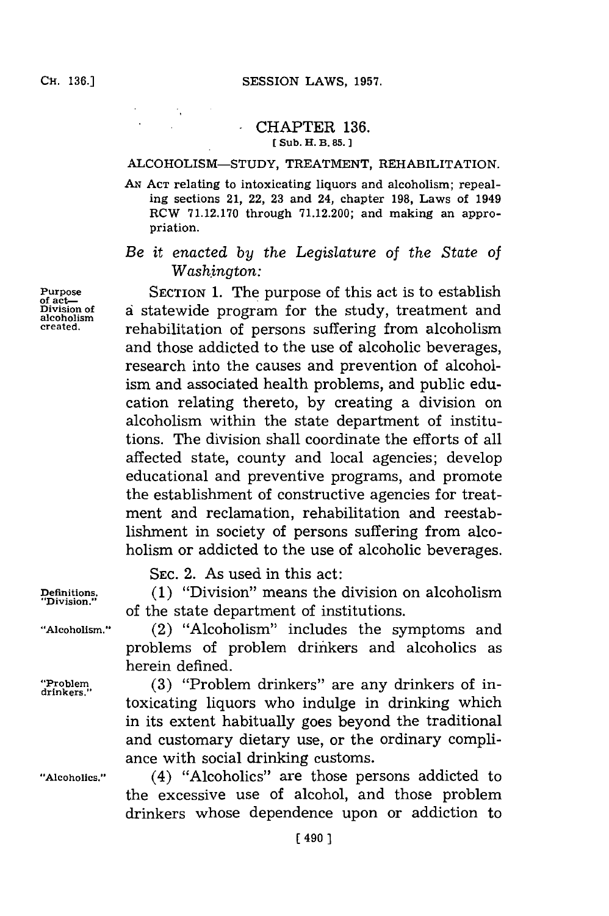# CHAPTER 136.

[ Sub. H. B. 85. ]

## ALCOHOLISM—STUDY, TREATMENT, REHABILITATION.

AN ACT relating to intoxicating liquors and alcoholism; repealing sections 21, 22, 23 and 24, chapter 198, Laws of 1949 RCW 71.12.170 through 71.12.200; and making an appropriation.

*Be it enacted by the Legislature of the State of Washington:*

Purpose of act—Division of alcoholism created.

SECTION 1. The purpose of this act is to establish a statewide program for the study, treatment and rehabilitation of persons suffering from alcoholism and those addicted to the use of alcoholic beverages, research into the causes and prevention of alcoholism and associated health problems, and public education relating thereto, by creating a division on alcoholism within the state department of institutions. The division shall coordinate the efforts of all affected state, county and local agencies; develop educational and preventive programs, and promote the establishment of constructive agencies for treatment and reclamation, rehabilitation and reestablishment in society of persons suffering from alcoholism or addicted to the use of alcoholic beverages.

SEC. 2. As used in this act:

Definitions. "Division."

(1) "Division" means the division on alcoholism of the state department of institutions.

"Alcoholism."

(2) "Alcoholism" includes the symptoms and problems of problem drinkers and alcoholics as herein defined.

"Problem drinkers."

(3) "Problem drinkers" are any drinkers of intoxicating liquors who indulge in drinking which in its extent habitually goes beyond the traditional and customary dietary use, or the ordinary compliance with social drinking customs.

"Alcoholics."

(4) "Alcoholics" are those persons addicted to the excessive use of alcohol, and those problem drinkers whose dependence upon or addiction to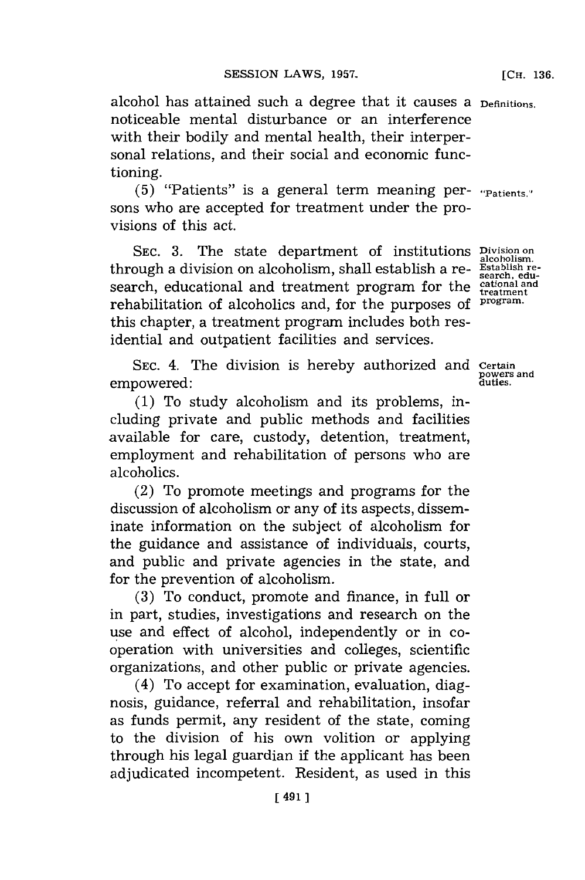alcohol has attained such a degree that it causes a noticeable mental disturbance or an interference with their bodily and mental health, their interpersonal relations, and their social and economic functioning.

(5) "Patients" is a general term meaning persons who are accepted for treatment under the provisions of this act.

SEC. 3. The state department of institutions through a division on alcoholism, shall establish a research, educational and treatment program for the rehabilitation of alcoholics and, for the purposes of this chapter, a treatment program includes both residential and outpatient facilities and services.

SEC. 4. The division is hereby authorized and empowered:

(1) To study alcoholism and its problems, including private and public methods and facilities available for care, custody, detention, treatment, employment and rehabilitation of persons who are alcoholics.

(2) To promote meetings and programs for the discussion of alcoholism or any of its aspects, disseminate information on the subject of alcoholism for the guidance and assistance of individuals, courts, and public and private agencies in the state, and for the prevention of alcoholism.

(3) To conduct, promote and finance, in full or in part, studies, investigations and research on the use and effect of alcohol, independently or in cooperation with universities and colleges, scientific organizations, and other public or private agencies.

(4) To accept for examination, evaluation, diagnosis, guidance, referral and rehabilitation, insofar as funds permit, any resident of the state, coming to the division of his own volition or applying through his legal guardian if the applicant has been adjudicated incompetent. Resident, as used in this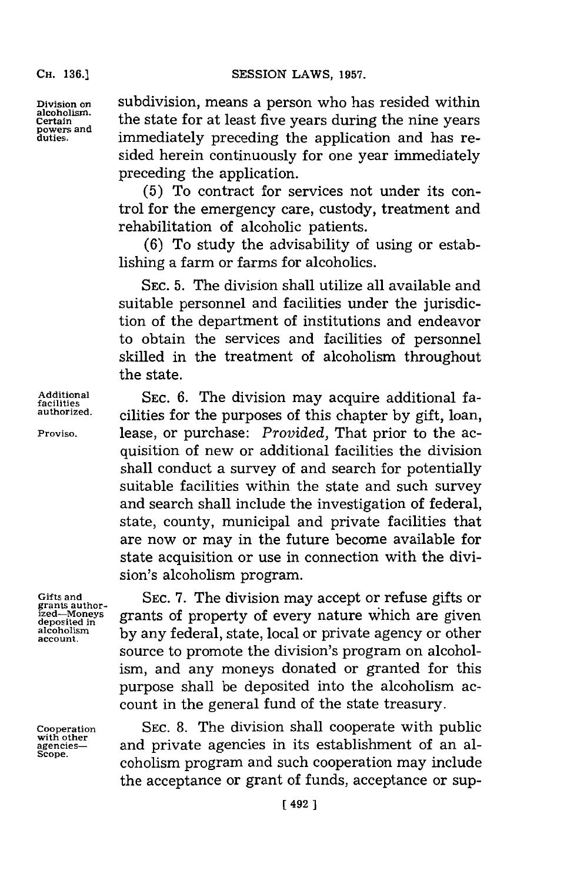subdivision, means a person who has resided within the state for at least five years during the nine years immediately preceding the application and has resided herein continuously for one year immediately preceding the application.

Division on alcoholism. Certain powers and duties.

(5) To contract for services not under its control for the emergency care, custody, treatment and rehabilitation of alcoholic patients.

(6) To study the advisability of using or establishing a farm or farms for alcoholics.

SEC. 5. The division shall utilize all available and suitable personnel and facilities under the jurisdiction of the department of institutions and endeavor to obtain the services and facilities of personnel skilled in the treatment of alcoholism throughout the state.

Additional facilities authorized.

Proviso.

SEC. 6. The division may acquire additional facilities for the purposes of this chapter by gift, loan, lease, or purchase: *Provided,* That prior to the acquisition of new or additional facilities the division shall conduct a survey of and search for potentially suitable facilities within the state and such survey and search shall include the investigation of federal, state, county, municipal and private facilities that are now or may in the future become available for state acquisition or use in connection with the division's alcoholism program.

Gifts and grants authorized—Moneys deposited in alcoholism account.

SEC. 7. The division may accept or refuse gifts or grants of property of every nature which are given by any federal, state, local or private agency or other source to promote the division's program on alcoholism, and any moneys donated or granted for this purpose shall be deposited into the alcoholism account in the general fund of the state treasury.

Cooperation with other agencies—Scope.

SEC. 8. The division shall cooperate with public and private agencies in its establishment of an alcoholism program and such cooperation may include the acceptance or grant of funds, acceptance or sup-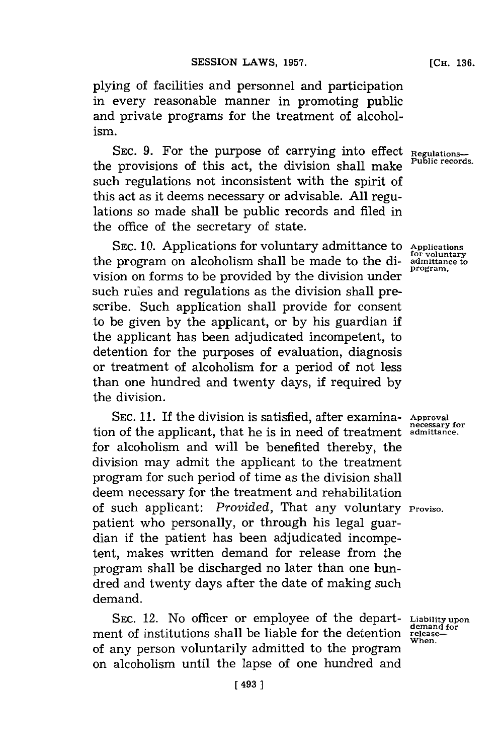plying of facilities and personnel and participation in every reasonable manner in promoting public and private programs for the treatment of alcoholism.

Regulations—Public records.

SEC. 9. For the purpose of carrying into effect the provisions of this act, the division shall make such regulations not inconsistent with the spirit of this act as it deems necessary or advisable. All regulations so made shall be public records and filed in the office of the secretary of state.

Applications for voluntary admittance to program.

SEC. 10. Applications for voluntary admittance to the program on alcoholism shall be made to the division on forms to be provided by the division under such rules and regulations as the division shall prescribe. Such application shall provide for consent to be given by the applicant, or by his guardian if the applicant has been adjudicated incompetent, to detention for the purposes of evaluation, diagnosis or treatment of alcoholism for a period of not less than one hundred and twenty days, if required by the division.

Approval necessary for admittance.

SEC. 11. If the division is satisfied, after examination of the applicant, that he is in need of treatment for alcoholism and will be benefited thereby, the division may admit the applicant to the treatment program for such period of time as the division shall deem necessary for the treatment and rehabilitation of such applicant: *Provided*, That any voluntary patient who personally, or through his legal guardian if the patient has been adjudicated incompetent, makes written demand for release from the program shall be discharged no later than one hundred and twenty days after the date of making such demand.

Proviso.

Liability upon demand for release—When.

SEC. 12. No officer or employee of the department of institutions shall be liable for the detention of any person voluntarily admitted to the program on alcoholism until the lapse of one hundred and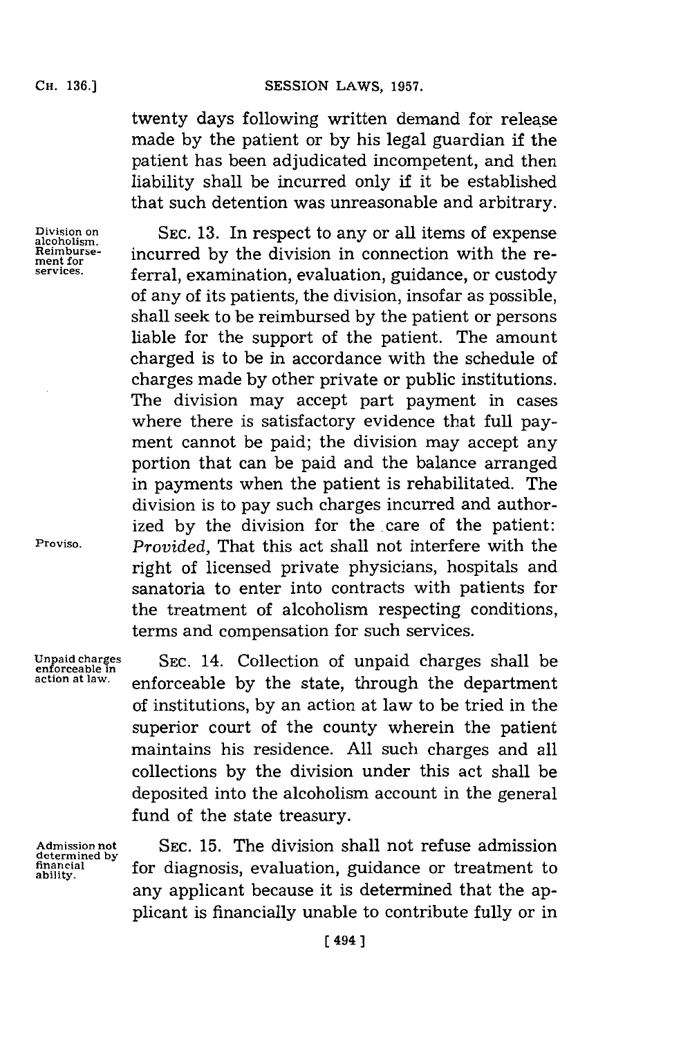twenty days following written demand for release made by the patient or by his legal guardian if the patient has been adjudicated incompetent, and then liability shall be incurred only if it be established that such detention was unreasonable and arbitrary.

Division on alcoholism. Reimbursement for services.

SEC. 13. In respect to any or all items of expense incurred by the division in connection with the referral, examination, evaluation, guidance, or custody of any of its patients, the division, insofar as possible, shall seek to be reimbursed by the patient or persons liable for the support of the patient. The amount charged is to be in accordance with the schedule of charges made by other private or public institutions. The division may accept part payment in cases where there is satisfactory evidence that full payment cannot be paid; the division may accept any portion that can be paid and the balance arranged in payments when the patient is rehabilitated. The division is to pay such charges incurred and authorized by the division for the care of the patient: *Provided,* That this act shall not interfere with the right of licensed private physicians, hospitals and sanatoria to enter into contracts with patients for the treatment of alcoholism respecting conditions, terms and compensation for such services.

Proviso.

Unpaid charges enforceable in action at law.

SEC. 14. Collection of unpaid charges shall be enforceable by the state, through the department of institutions, by an action at law to be tried in the superior court of the county wherein the patient maintains his residence. All such charges and all collections by the division under this act shall be deposited into the alcoholism account in the general fund of the state treasury.

Admission not determined by financial ability.

SEC. 15. The division shall not refuse admission for diagnosis, evaluation, guidance or treatment to any applicant because it is determined that the applicant is financially unable to contribute fully or in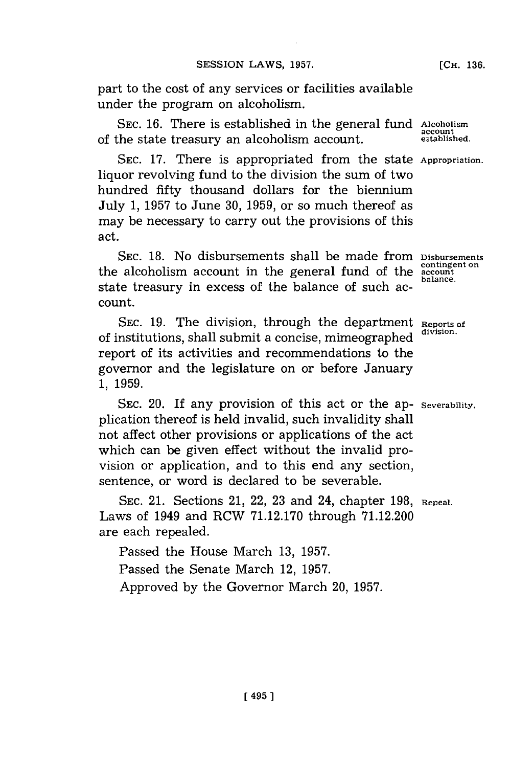part to the cost of any services or facilities available under the program on alcoholism.

SEC. 16. There is established in the general fund of the state treasury an alcoholism account.

Alcoholism account established.

SEC. 17. There is appropriated from the state liquor revolving fund to the division the sum of two hundred fifty thousand dollars for the biennium July 1, 1957 to June 30, 1959, or so much thereof as may be necessary to carry out the provisions of this act.

Appropriation.

SEC. 18. No disbursements shall be made from the alcoholism account in the general fund of the state treasury in excess of the balance of such account.

Disbursements contingent on account balance.

SEC. 19. The division, through the department of institutions, shall submit a concise, mimeographed report of its activities and recommendations to the governor and the legislature on or before January 1, 1959.

Reports of division.

SEC. 20. If any provision of this act or the application thereof is held invalid, such invalidity shall not affect other provisions or applications of the act which can be given effect without the invalid provision or application, and to this end any section, sentence, or word is declared to be severable.

Severability.

SEC. 21. Sections 21, 22, 23 and 24, chapter 198, Laws of 1949 and RCW 71.12.170 through 71.12.200 are each repealed.

Repeal.

Passed the House March 13, 1957.

Passed the Senate March 12, 1957.

Approved by the Governor March 20, 1957.